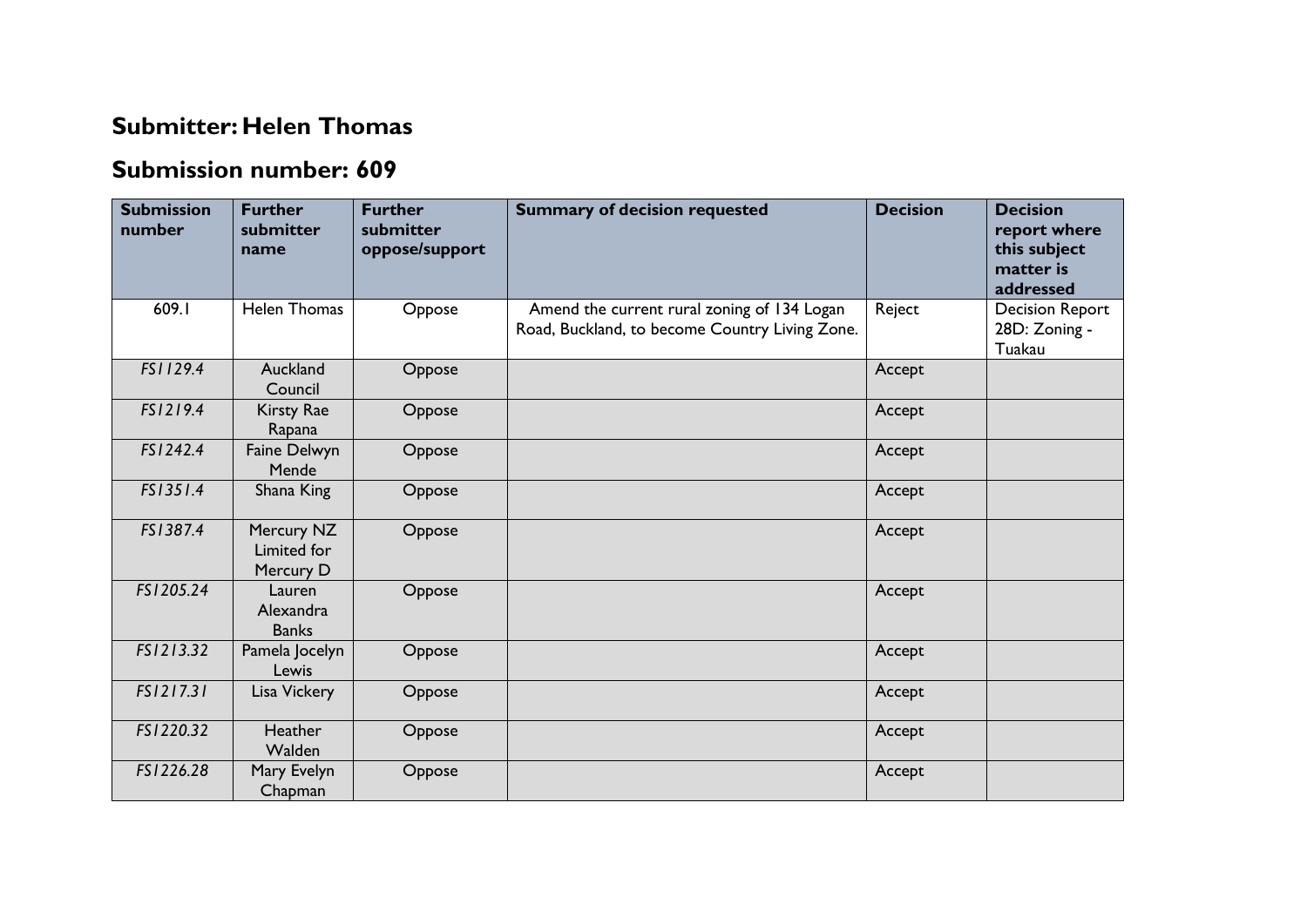## Submitter: Helen Thomas

## Submission number: 609

| Submission number | Further submitter name | Further submitter oppose/support | Summary of decision requested | Decision | Decision report where this subject matter is addressed |
|---|---|---|---|---|---|
| 609.1 | Helen Thomas | Oppose | Amend the current rural zoning of 134 Logan Road, Buckland, to become Country Living Zone. | Reject | Decision Report 28D: Zoning - Tuakau |
| *FS1129.4* | Auckland Council | Oppose | | Accept | |
| *FS1219.4* | Kirsty Rae Rapana | Oppose | | Accept | |
| *FS1242.4* | Faine Delwyn Mende | Oppose | | Accept | |
| *FS1351.4* | Shana King | Oppose | | Accept | |
| *FS1387.4* | Mercury NZ Limited for Mercury D | Oppose | | Accept | |
| *FS1205.24* | Lauren Alexandra Banks | Oppose | | Accept | |
| *FS1213.32* | Pamela Jocelyn Lewis | Oppose | | Accept | |
| *FS1217.31* | Lisa Vickery | Oppose | | Accept | |
| *FS1220.32* | Heather Walden | Oppose | | Accept | |
| *FS1226.28* | Mary Evelyn Chapman | Oppose | | Accept | |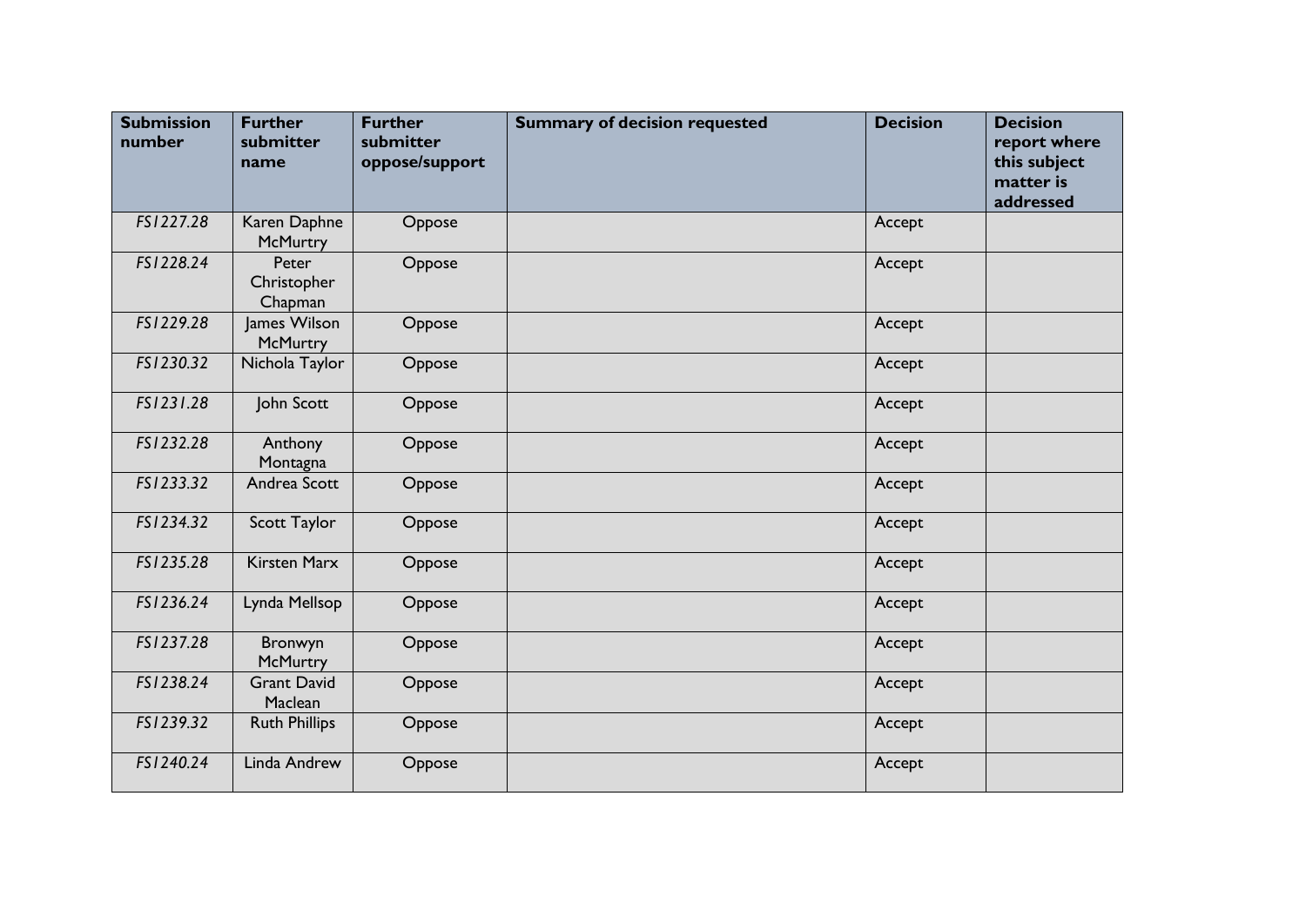| Submission number | Further submitter name | Further submitter oppose/support | Summary of decision requested | Decision | Decision report where this subject matter is addressed |
|---|---|---|---|---|---|
| *FS1227.28* | Karen Daphne McMurtry | Oppose | | Accept | |
| *FS1228.24* | Peter Christopher Chapman | Oppose | | Accept | |
| *FS1229.28* | James Wilson McMurtry | Oppose | | Accept | |
| *FS1230.32* | Nichola Taylor | Oppose | | Accept | |
| *FS1231.28* | John Scott | Oppose | | Accept | |
| *FS1232.28* | Anthony Montagna | Oppose | | Accept | |
| *FS1233.32* | Andrea Scott | Oppose | | Accept | |
| *FS1234.32* | Scott Taylor | Oppose | | Accept | |
| *FS1235.28* | Kirsten Marx | Oppose | | Accept | |
| *FS1236.24* | Lynda Mellsop | Oppose | | Accept | |
| *FS1237.28* | Bronwyn McMurtry | Oppose | | Accept | |
| *FS1238.24* | Grant David Maclean | Oppose | | Accept | |
| *FS1239.32* | Ruth Phillips | Oppose | | Accept | |
| *FS1240.24* | Linda Andrew | Oppose | | Accept | |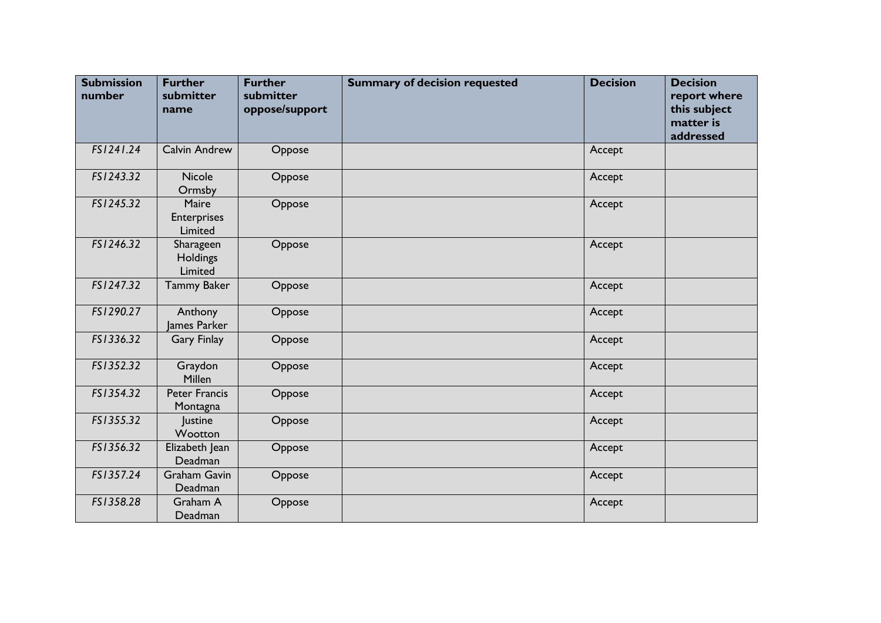| Submission number | Further submitter name | Further submitter oppose/support | Summary of decision requested | Decision | Decision report where this subject matter is addressed |
|---|---|---|---|---|---|
| *FS1241.24* | Calvin Andrew | Oppose | | Accept | |
| *FS1243.32* | Nicole Ormsby | Oppose | | Accept | |
| *FS1245.32* | Maire Enterprises Limited | Oppose | | Accept | |
| *FS1246.32* | Sharageen Holdings Limited | Oppose | | Accept | |
| *FS1247.32* | Tammy Baker | Oppose | | Accept | |
| *FS1290.27* | Anthony James Parker | Oppose | | Accept | |
| *FS1336.32* | Gary Finlay | Oppose | | Accept | |
| *FS1352.32* | Graydon Millen | Oppose | | Accept | |
| *FS1354.32* | Peter Francis Montagna | Oppose | | Accept | |
| *FS1355.32* | Justine Wootton | Oppose | | Accept | |
| *FS1356.32* | Elizabeth Jean Deadman | Oppose | | Accept | |
| *FS1357.24* | Graham Gavin Deadman | Oppose | | Accept | |
| *FS1358.28* | Graham A Deadman | Oppose | | Accept | |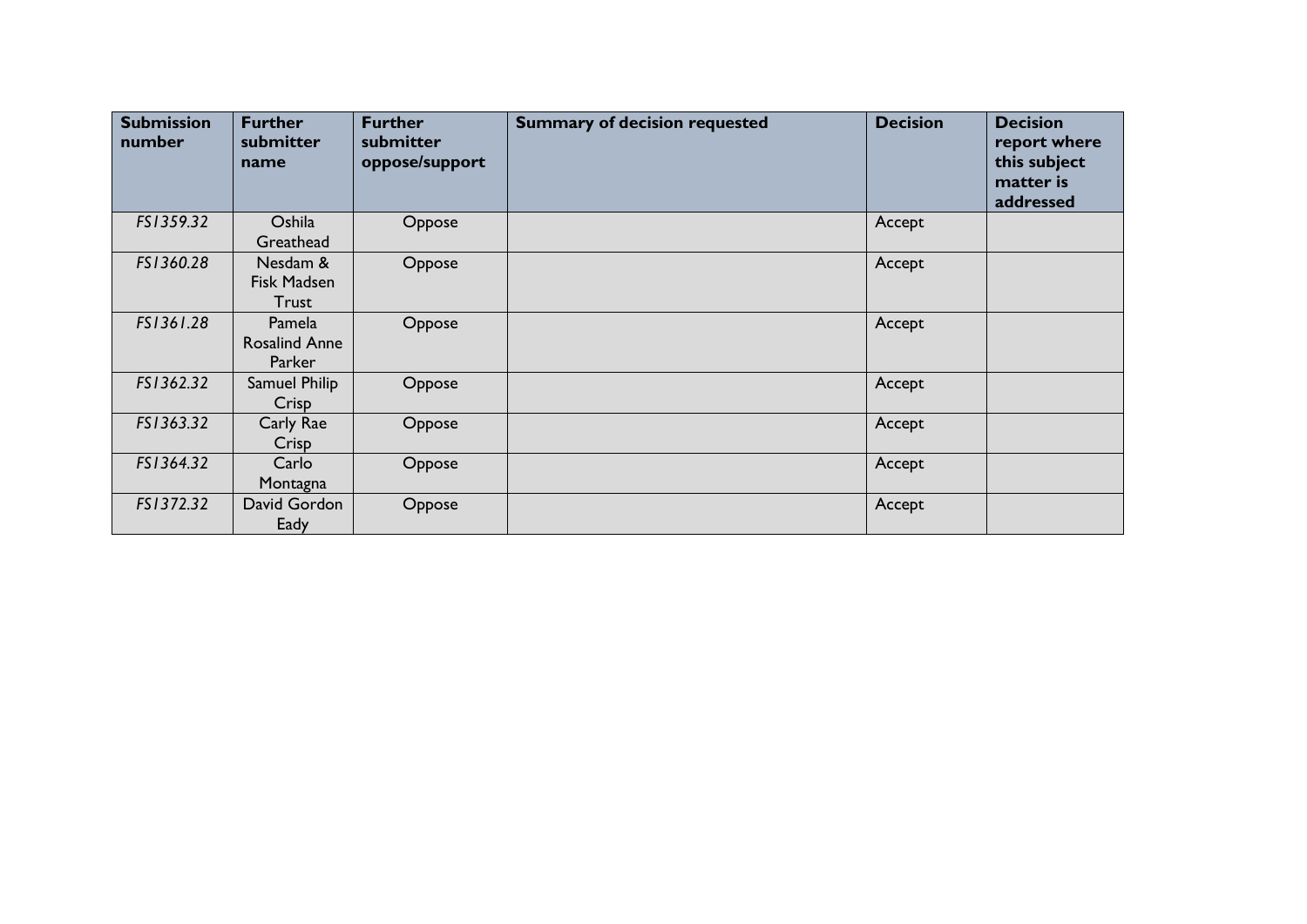| Submission number | Further submitter name | Further submitter oppose/support | Summary of decision requested | Decision | Decision report where this subject matter is addressed |
|---|---|---|---|---|---|
| *FS1359.32* | Oshila Greathead | Oppose | | Accept | |
| *FS1360.28* | Nesdam & Fisk Madsen Trust | Oppose | | Accept | |
| *FS1361.28* | Pamela Rosalind Anne Parker | Oppose | | Accept | |
| *FS1362.32* | Samuel Philip Crisp | Oppose | | Accept | |
| *FS1363.32* | Carly Rae Crisp | Oppose | | Accept | |
| *FS1364.32* | Carlo Montagna | Oppose | | Accept | |
| *FS1372.32* | David Gordon Eady | Oppose | | Accept | |